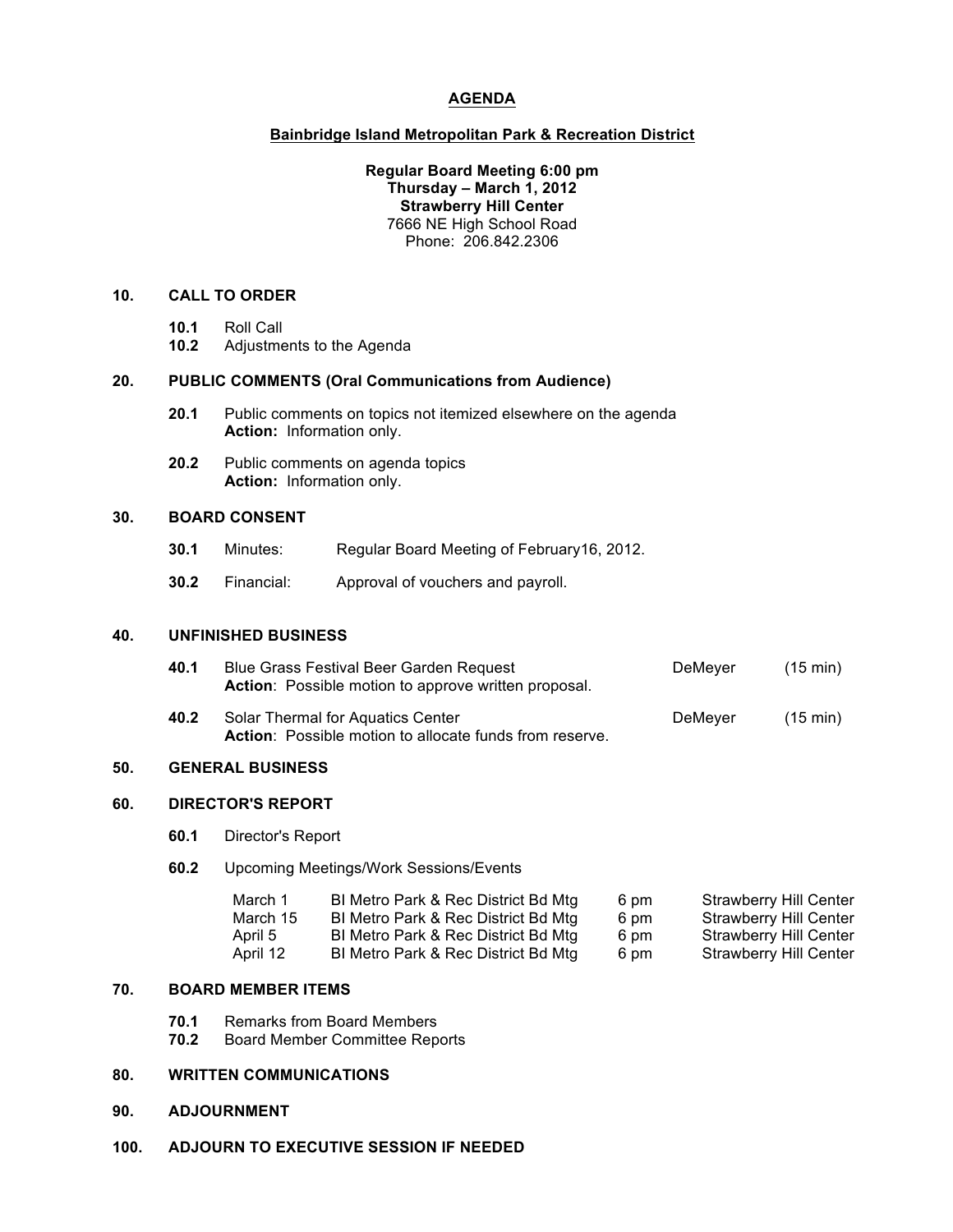# AGENDA

## Bainbridge Island Metropolitan Park & Recreation District

**Regular Board Meeting 6:00 pm**
**Thursday – March 1, 2012**
**Strawberry Hill Center**
7666 NE High School Road
Phone: 206.842.2306

### 10. CALL TO ORDER

**10.1** Roll Call
**10.2** Adjustments to the Agenda

### 20. PUBLIC COMMENTS (Oral Communications from Audience)

**20.1** Public comments on topics not itemized elsewhere on the agenda
**Action:** Information only.

**20.2** Public comments on agenda topics
**Action:** Information only.

### 30. BOARD CONSENT

**30.1** Minutes: Regular Board Meeting of February16, 2012.

**30.2** Financial: Approval of vouchers and payroll.

### 40. UNFINISHED BUSINESS

**40.1** Blue Grass Festival Beer Garden Request — DeMeyer (15 min)
**Action**: Possible motion to approve written proposal.

**40.2** Solar Thermal for Aquatics Center — DeMeyer (15 min)
**Action**: Possible motion to allocate funds from reserve.

### 50. GENERAL BUSINESS

### 60. DIRECTOR'S REPORT

**60.1** Director's Report

**60.2** Upcoming Meetings/Work Sessions/Events

| Date | Meeting | Time | Location |
|---|---|---|---|
| March 1 | BI Metro Park & Rec District Bd Mtg | 6 pm | Strawberry Hill Center |
| March 15 | BI Metro Park & Rec District Bd Mtg | 6 pm | Strawberry Hill Center |
| April 5 | BI Metro Park & Rec District Bd Mtg | 6 pm | Strawberry Hill Center |
| April 12 | BI Metro Park & Rec District Bd Mtg | 6 pm | Strawberry Hill Center |

### 70. BOARD MEMBER ITEMS

**70.1** Remarks from Board Members
**70.2** Board Member Committee Reports

### 80. WRITTEN COMMUNICATIONS

### 90. ADJOURNMENT

### 100. ADJOURN TO EXECUTIVE SESSION IF NEEDED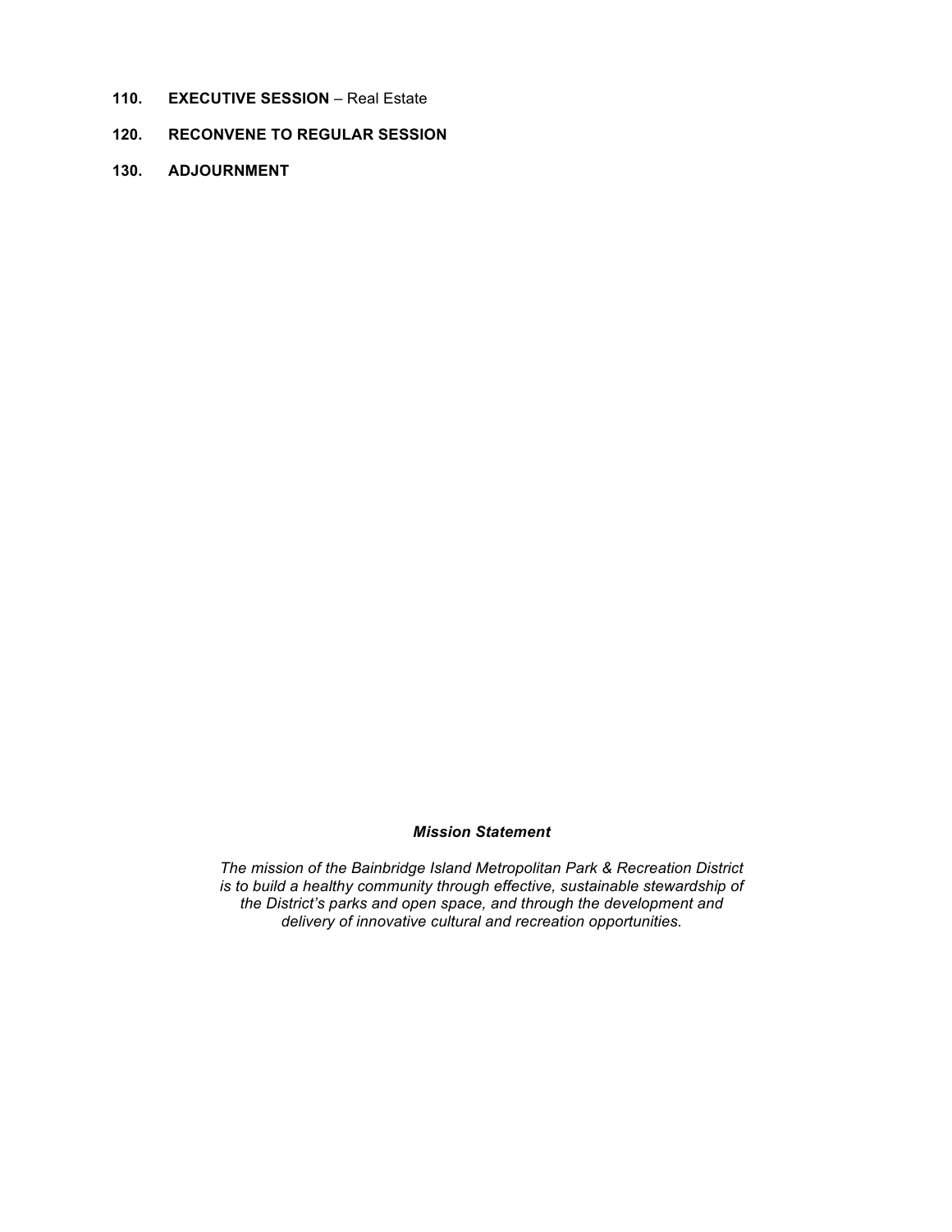**110. EXECUTIVE SESSION** – Real Estate

**120. RECONVENE TO REGULAR SESSION**

**130. ADJOURNMENT**

***Mission Statement***

*The mission of the Bainbridge Island Metropolitan Park & Recreation District is to build a healthy community through effective, sustainable stewardship of the District's parks and open space, and through the development and delivery of innovative cultural and recreation opportunities.*